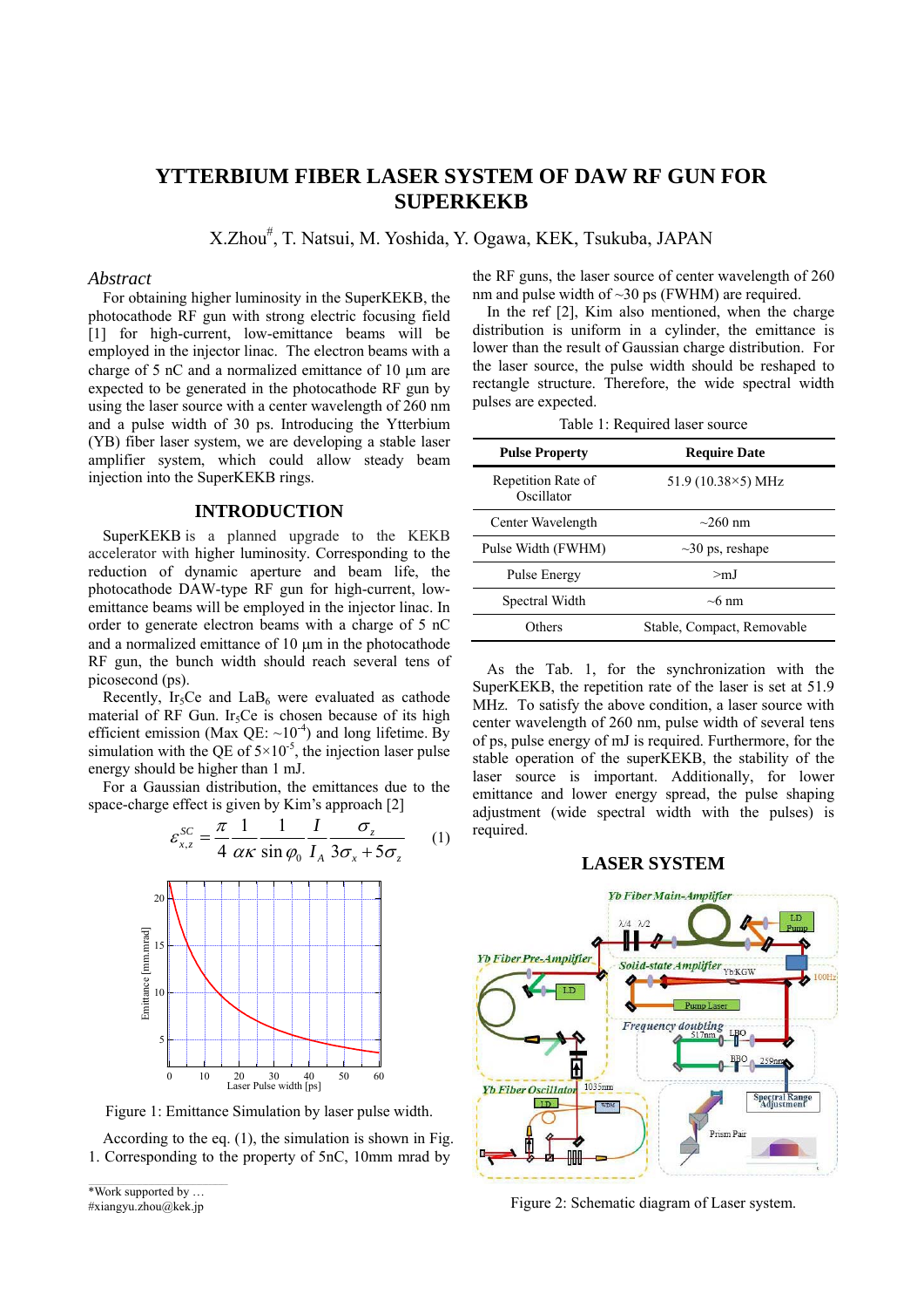# YTTERBIUM FIBER LASER SYSTEM OF DAW RF GUN FOR SUPERKEKB

X.Zhou#, T. Natsui, M. Yoshida, Y. Ogawa, KEK, Tsukuba, JAPAN

## *Abstract*

For obtaining higher luminosity in the SuperKEKB, the photocathode RF gun with strong electric focusing field [1] for high-current, low-emittance beams will be employed in the injector linac. The electron beams with a charge of 5 nC and a normalized emittance of 10 μm are expected to be generated in the photocathode RF gun by using the laser source with a center wavelength of 260 nm and a pulse width of 30 ps. Introducing the Ytterbium (YB) fiber laser system, we are developing a stable laser amplifier system, which could allow steady beam injection into the SuperKEKB rings.

## INTRODUCTION

SuperKEKB is a planned upgrade to the KEKB accelerator with higher luminosity. Corresponding to the reduction of dynamic aperture and beam life, the photocathode DAW-type RF gun for high-current, low-emittance beams will be employed in the injector linac. In order to generate electron beams with a charge of 5 nC and a normalized emittance of 10 μm in the photocathode RF gun, the bunch width should reach several tens of picosecond (ps).

Recently, $Ir_5Ce$ and $LaB_6$ were evaluated as cathode material of RF Gun. $Ir_5Ce$ is chosen because of its high efficient emission (Max QE: ~$10^{-4}$) and long lifetime. By simulation with the QE of $5\times10^{-5}$, the injection laser pulse energy should be higher than 1 mJ.

For a Gaussian distribution, the emittances due to the space-charge effect is given by Kim's approach [2]

$$\varepsilon_{x,z}^{SC} = \frac{\pi}{4}\frac{1}{\alpha\kappa}\frac{1}{\sin\varphi_0}\frac{I}{I_A}\frac{\sigma_z}{3\sigma_x + 5\sigma_z} \quad (1)$$

Emittance [mm.mrad]
20
15
10
5
0 10 20 30 40 50 60
Laser Pulse width [ps]

Figure 1: Emittance Simulation by laser pulse width.

According to the eq. (1), the simulation is shown in Fig. 1. Corresponding to the property of 5nC, 10mm mrad by the RF guns, the laser source of center wavelength of 260 nm and pulse width of ~30 ps (FWHM) are required.

In the ref [2], Kim also mentioned, when the charge distribution is uniform in a cylinder, the emittance is lower than the result of Gaussian charge distribution. For the laser source, the pulse width should be reshaped to rectangle structure. Therefore, the wide spectral width pulses are expected.

Table 1: Required laser source

| Pulse Property | Require Date |
|---|---|
| Repetition Rate of Oscillator | 51.9 (10.38×5) MHz |
| Center Wavelength | ~260 nm |
| Pulse Width (FWHM) | ~30 ps, reshape |
| Pulse Energy | >mJ |
| Spectral Width | ~6 nm |
| Others | Stable, Compact, Removable |

As the Tab. 1, for the synchronization with the SuperKEKB, the repetition rate of the laser is set at 51.9 MHz. To satisfy the above condition, a laser source with center wavelength of 260 nm, pulse width of several tens of ps, pulse energy of mJ is required. Furthermore, for the stable operation of the superKEKB, the stability of the laser source is important. Additionally, for lower emittance and lower energy spread, the pulse shaping adjustment (wide spectral width with the pulses) is required.

## LASER SYSTEM

Yb Fiber Main-Amplifier
λ/4 λ/2
LD Pump
Yb Fiber Pre-Amplifier
LD
Solid-state Amplifier
Yb:KGW
100Hz
Pump Laser
Frequency doubling
517nm
LBO
BBO
259nm
Yb Fiber Oscillator
1035nm
LD
WDM
Spectral Range Adjustment
Prism Pair

Figure 2: Schematic diagram of Laser system.

*Work supported by …
#xiangyu.zhou@kek.jp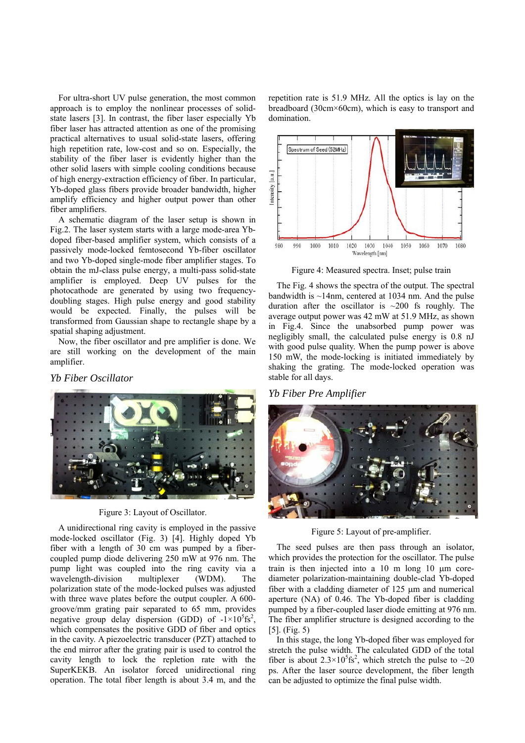For ultra-short UV pulse generation, the most common approach is to employ the nonlinear processes of solid-state lasers [3]. In contrast, the fiber laser especially Yb fiber laser has attracted attention as one of the promising practical alternatives to usual solid-state lasers, offering high repetition rate, low-cost and so on. Especially, the stability of the fiber laser is evidently higher than the other solid lasers with simple cooling conditions because of high energy-extraction efficiency of fiber. In particular, Yb-doped glass fibers provide broader bandwidth, higher amplify efficiency and higher output power than other fiber amplifiers.

A schematic diagram of the laser setup is shown in Fig.2. The laser system starts with a large mode-area Yb-doped fiber-based amplifier system, which consists of a passively mode-locked femtosecond Yb-fiber oscillator and two Yb-doped single-mode fiber amplifier stages. To obtain the mJ-class pulse energy, a multi-pass solid-state amplifier is employed. Deep UV pulses for the photocathode are generated by using two frequency-doubling stages. High pulse energy and good stability would be expected. Finally, the pulses will be transformed from Gaussian shape to rectangle shape by a spatial shaping adjustment.

Now, the fiber oscillator and pre amplifier is done. We are still working on the development of the main amplifier.

### *Yb Fiber Oscillator*

Figure 3: Layout of Oscillator.

A unidirectional ring cavity is employed in the passive mode-locked oscillator (Fig. 3) [4]. Highly doped Yb fiber with a length of 30 cm was pumped by a fiber-coupled pump diode delivering 250 mW at 976 nm. The pump light was coupled into the ring cavity via a wavelength-division multiplexer (WDM). The polarization state of the mode-locked pulses was adjusted with three wave plates before the output coupler. A 600-groove/mm grating pair separated to 65 mm, provides negative group delay dispersion (GDD) of $-1\times10^5 fs^2$, which compensates the positive GDD of fiber and optics in the cavity. A piezoelectric transducer (PZT) attached to the end mirror after the grating pair is used to control the cavity length to lock the repletion rate with the SuperKEKB. An isolator forced unidirectional ring operation. The total fiber length is about 3.4 m, and the repetition rate is 51.9 MHz. All the optics is lay on the breadboard (30cm×60cm), which is easy to transport and domination.

Figure 4: Measured spectra. Inset; pulse train

The Fig. 4 shows the spectra of the output. The spectral bandwidth is ~14nm, centered at 1034 nm. And the pulse duration after the oscillator is ~200 fs roughly. The average output power was 42 mW at 51.9 MHz, as shown in Fig.4. Since the unabsorbed pump power was negligibly small, the calculated pulse energy is 0.8 nJ with good pulse quality. When the pump power is above 150 mW, the mode-locking is initiated immediately by shaking the grating. The mode-locked operation was stable for all days.

### *Yb Fiber Pre Amplifier*

Figure 5: Layout of pre-amplifier.

The seed pulses are then pass through an isolator, which provides the protection for the oscillator. The pulse train is then injected into a 10 m long 10 μm core-diameter polarization-maintaining double-clad Yb-doped fiber with a cladding diameter of 125 μm and numerical aperture (NA) of 0.46. The Yb-doped fiber is cladding pumped by a fiber-coupled laser diode emitting at 976 nm. The fiber amplifier structure is designed according to the [5]. (Fig. 5)

In this stage, the long Yb-doped fiber was employed for stretch the pulse width. The calculated GDD of the total fiber is about $2.3\times10^5 fs^2$, which stretch the pulse to ~20 ps. After the laser source development, the fiber length can be adjusted to optimize the final pulse width.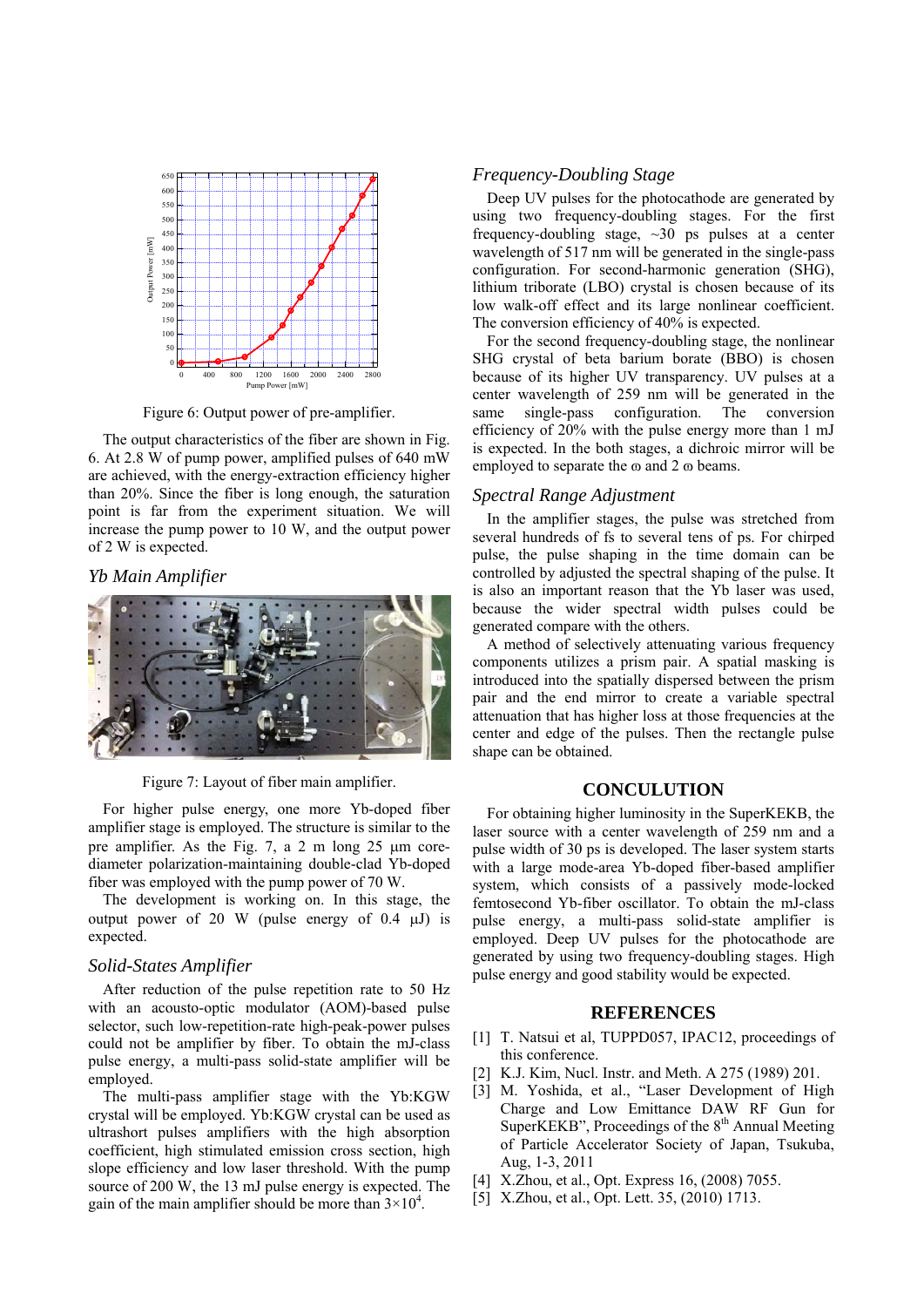650
600
550
500
450
400
350
300
250
200
150
100
50
0

Output Power [mW]

0 400 800 1200 1600 2000 2400 2800

Pump Power [mW]

Figure 6: Output power of pre-amplifier.

The output characteristics of the fiber are shown in Fig. 6. At 2.8 W of pump power, amplified pulses of 640 mW are achieved, with the energy-extraction efficiency higher than 20%. Since the fiber is long enough, the saturation point is far from the experiment situation. We will increase the pump power to 10 W, and the output power of 2 W is expected.

### *Yb Main Amplifier*

Figure 7: Layout of fiber main amplifier.

For higher pulse energy, one more Yb-doped fiber amplifier stage is employed. The structure is similar to the pre amplifier. As the Fig. 7, a 2 m long 25 µm core-diameter polarization-maintaining double-clad Yb-doped fiber was employed with the pump power of 70 W.

The development is working on. In this stage, the output power of 20 W (pulse energy of 0.4 µJ) is expected.

### *Solid-States Amplifier*

After reduction of the pulse repetition rate to 50 Hz with an acousto-optic modulator (AOM)-based pulse selector, such low-repetition-rate high-peak-power pulses could not be amplifier by fiber. To obtain the mJ-class pulse energy, a multi-pass solid-state amplifier will be employed.

The multi-pass amplifier stage with the Yb:KGW crystal will be employed. Yb:KGW crystal can be used as ultrashort pulses amplifiers with the high absorption coefficient, high stimulated emission cross section, high slope efficiency and low laser threshold. With the pump source of 200 W, the 13 mJ pulse energy is expected. The gain of the main amplifier should be more than $3\times10^4$.

### *Frequency-Doubling Stage*

Deep UV pulses for the photocathode are generated by using two frequency-doubling stages. For the first frequency-doubling stage, ~30 ps pulses at a center wavelength of 517 nm will be generated in the single-pass configuration. For second-harmonic generation (SHG), lithium triborate (LBO) crystal is chosen because of its low walk-off effect and its large nonlinear coefficient. The conversion efficiency of 40% is expected.

For the second frequency-doubling stage, the nonlinear SHG crystal of beta barium borate (BBO) is chosen because of its higher UV transparency. UV pulses at a center wavelength of 259 nm will be generated in the same single-pass configuration. The conversion efficiency of 20% with the pulse energy more than 1 mJ is expected. In the both stages, a dichroic mirror will be employed to separate the ω and 2 ω beams.

### *Spectral Range Adjustment*

In the amplifier stages, the pulse was stretched from several hundreds of fs to several tens of ps. For chirped pulse, the pulse shaping in the time domain can be controlled by adjusted the spectral shaping of the pulse. It is also an important reason that the Yb laser was used, because the wider spectral width pulses could be generated compare with the others.

A method of selectively attenuating various frequency components utilizes a prism pair. A spatial masking is introduced into the spatially dispersed between the prism pair and the end mirror to create a variable spectral attenuation that has higher loss at those frequencies at the center and edge of the pulses. Then the rectangle pulse shape can be obtained.

## CONCULUTION

For obtaining higher luminosity in the SuperKEKB, the laser source with a center wavelength of 259 nm and a pulse width of 30 ps is developed. The laser system starts with a large mode-area Yb-doped fiber-based amplifier system, which consists of a passively mode-locked femtosecond Yb-fiber oscillator. To obtain the mJ-class pulse energy, a multi-pass solid-state amplifier is employed. Deep UV pulses for the photocathode are generated by using two frequency-doubling stages. High pulse energy and good stability would be expected.

## REFERENCES

[1] T. Natsui et al, TUPPD057, IPAC12, proceedings of this conference.

[2] K.J. Kim, Nucl. Instr. and Meth. A 275 (1989) 201.

[3] M. Yoshida, et al., "Laser Development of High Charge and Low Emittance DAW RF Gun for SuperKEKB", Proceedings of the 8th Annual Meeting of Particle Accelerator Society of Japan, Tsukuba, Aug, 1-3, 2011

[4] X.Zhou, et al., Opt. Express 16, (2008) 7055.

[5] X.Zhou, et al., Opt. Lett. 35, (2010) 1713.